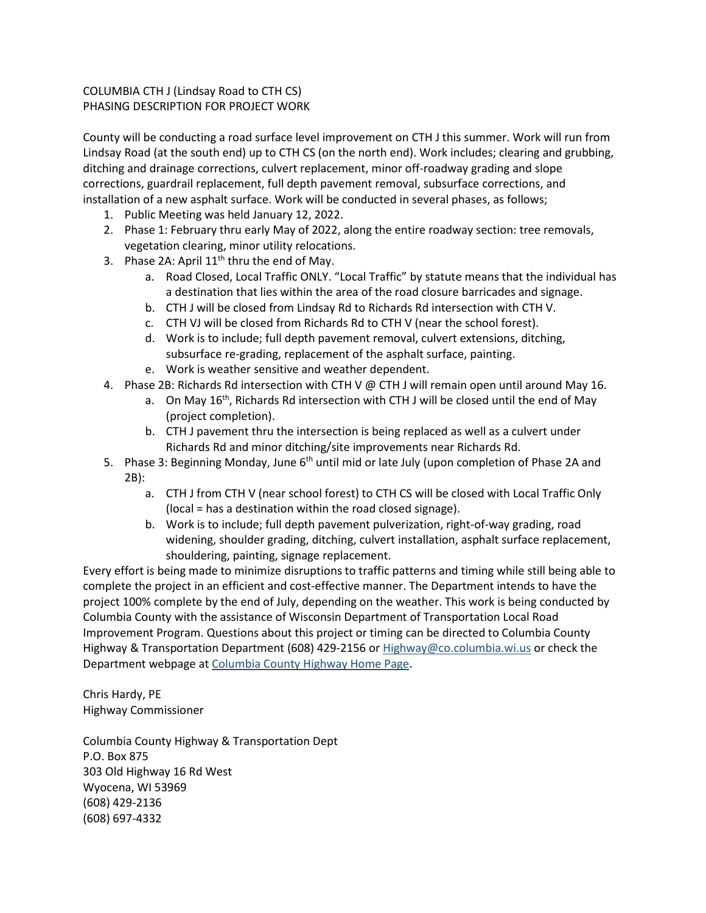COLUMBIA CTH J (Lindsay Road to CTH CS)
PHASING DESCRIPTION FOR PROJECT WORK

County will be conducting a road surface level improvement on CTH J this summer. Work will run from Lindsay Road (at the south end) up to CTH CS (on the north end). Work includes; clearing and grubbing, ditching and drainage corrections, culvert replacement, minor off-roadway grading and slope corrections, guardrail replacement, full depth pavement removal, subsurface corrections, and installation of a new asphalt surface. Work will be conducted in several phases, as follows;

1. Public Meeting was held January 12, 2022.
2. Phase 1: February thru early May of 2022, along the entire roadway section: tree removals, vegetation clearing, minor utility relocations.
3. Phase 2A: April 11th thru the end of May.
   a. Road Closed, Local Traffic ONLY. "Local Traffic" by statute means that the individual has a destination that lies within the area of the road closure barricades and signage.
   b. CTH J will be closed from Lindsay Rd to Richards Rd intersection with CTH V.
   c. CTH VJ will be closed from Richards Rd to CTH V (near the school forest).
   d. Work is to include; full depth pavement removal, culvert extensions, ditching, subsurface re-grading, replacement of the asphalt surface, painting.
   e. Work is weather sensitive and weather dependent.
4. Phase 2B: Richards Rd intersection with CTH V @ CTH J will remain open until around May 16.
   a. On May 16th, Richards Rd intersection with CTH J will be closed until the end of May (project completion).
   b. CTH J pavement thru the intersection is being replaced as well as a culvert under Richards Rd and minor ditching/site improvements near Richards Rd.
5. Phase 3: Beginning Monday, June 6th until mid or late July (upon completion of Phase 2A and 2B):
   a. CTH J from CTH V (near school forest) to CTH CS will be closed with Local Traffic Only (local = has a destination within the road closed signage).
   b. Work is to include; full depth pavement pulverization, right-of-way grading, road widening, shoulder grading, ditching, culvert installation, asphalt surface replacement, shouldering, painting, signage replacement.

Every effort is being made to minimize disruptions to traffic patterns and timing while still being able to complete the project in an efficient and cost-effective manner. The Department intends to have the project 100% complete by the end of July, depending on the weather. This work is being conducted by Columbia County with the assistance of Wisconsin Department of Transportation Local Road Improvement Program. Questions about this project or timing can be directed to Columbia County Highway & Transportation Department (608) 429-2156 or Highway@co.columbia.wi.us or check the Department webpage at Columbia County Highway Home Page.

Chris Hardy, PE
Highway Commissioner

Columbia County Highway & Transportation Dept
P.O. Box 875
303 Old Highway 16 Rd West
Wyocena, WI 53969
(608) 429-2136
(608) 697-4332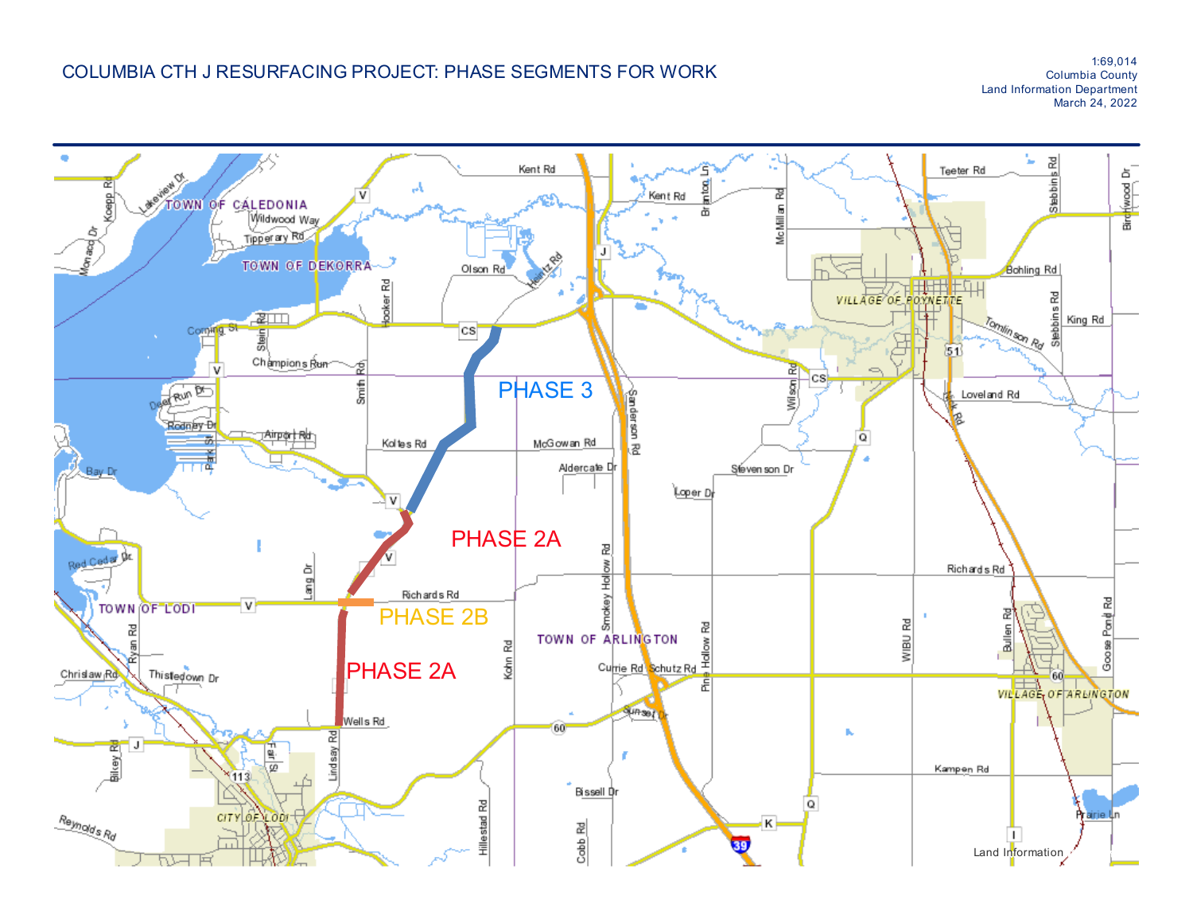# COLUMBIA CTH J RESURFACING PROJECT: PHASE SEGMENTS FOR WORK

1:69,014
Columbia County
Land Information Department
March 24, 2022

PHASE 3

PHASE 2A

PHASE 2B

PHASE 2A

TOWN OF CALEDONIA

TOWN OF DEKORRA

VILLAGE OF POYNETTE

TOWN OF LODI

TOWN OF ARLINGTON

VILLAGE OF ARLINGTON

CITY OF LODI

Kent Rd
Teeter Rd
Lakeview Dr
Koepp Rd
Monaco Dr
Wildwood Way
Tipperary Rd
Olson Rd
Hertz Rd
Brandon Ln
McMillan Rd
Stebbins Rd
Birchwood Dr
Bohling Rd
King Rd
Tomlinson Rd
Hooker Rd
Coming St
Stein Rd
Champions Run
Smith Rd
Wilson Rd
Loveland Rd
Deer Run Dr
Rodney Dr
Airport Rd
Park St
Bay Dr
Koltes Rd
McGowan Rd
Aldercate Dr
Sanderson Rd
Stevenson Dr
Loper Dr
Red Cedar Dr
Lang Dr
Richards Rd
Smokey Hollow Rd
Pine Hollow Rd
WIBU Rd
Bullen Rd
Goose Pond Rd
Ryan Rd
Chrislaw Rd
Thistledown Dr
Kohn Rd
Currie Rd
Schutz Rd
Sunset Dr
Wells Rd
Lindsay Rd
Fair St
Bilkey Rd
Reynolds Rd
Hillestad Rd
Bissell Dr
Cobb Rd
Kampen Rd
Prairie Ln
Land Information

V
J
CS
51
Q
60
113
K
I
39